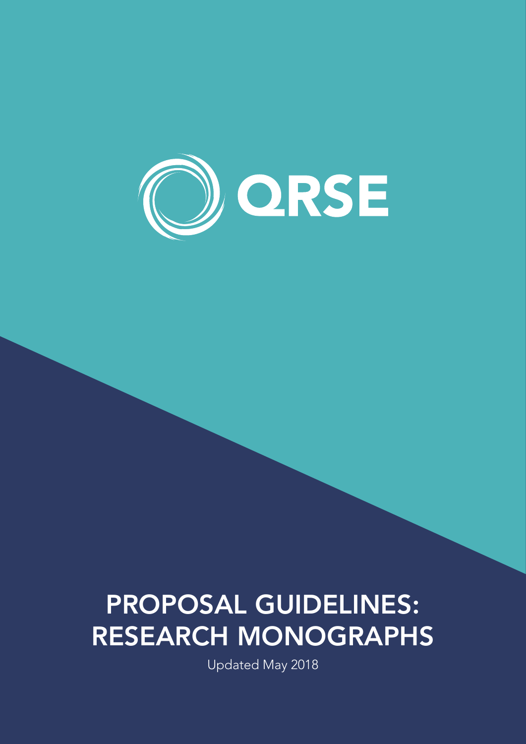QRSE

# PROPOSAL GUIDELINES: RESEARCH MONOGRAPHS

Updated May 2018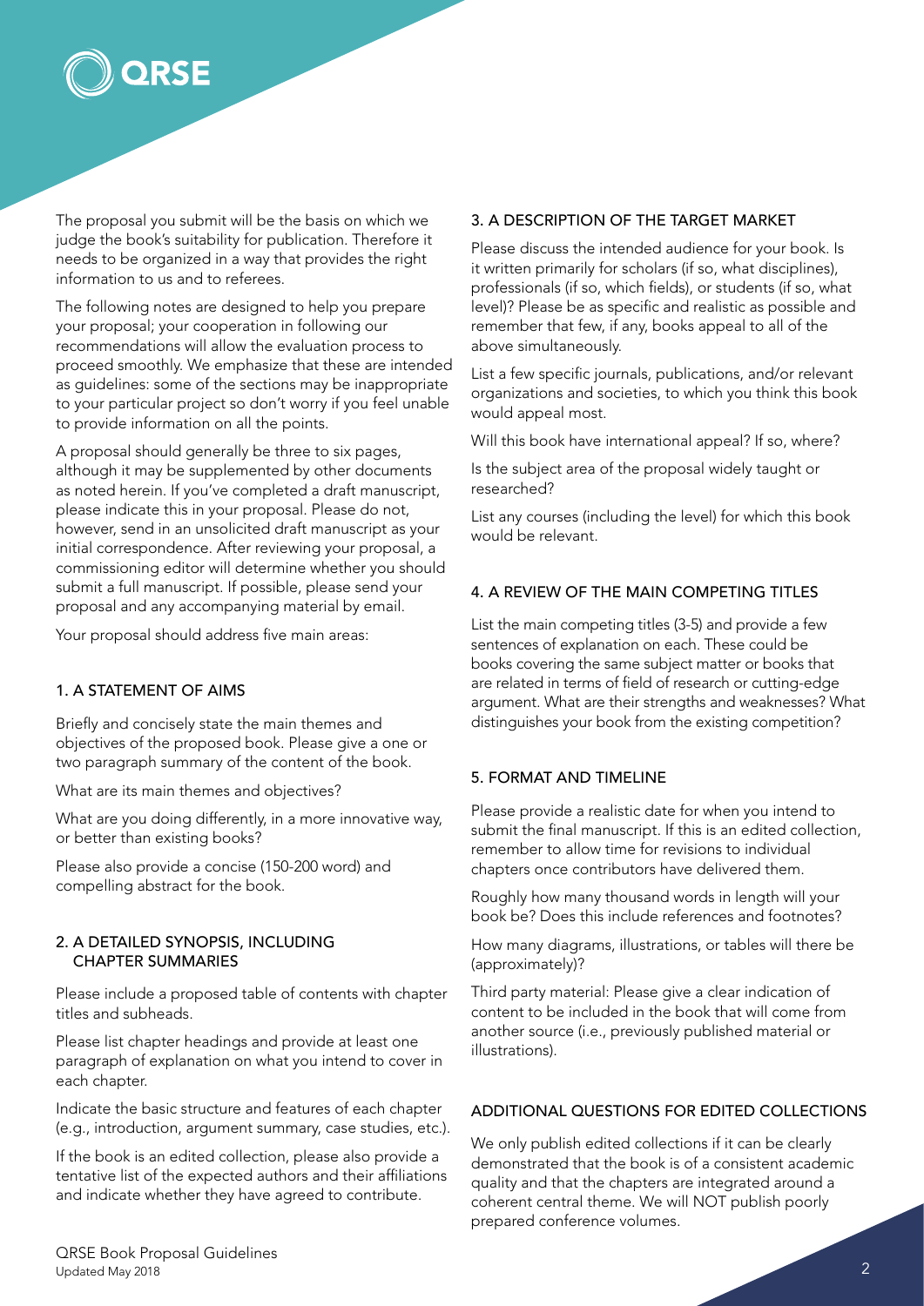The proposal you submit will be the basis on which we judge the book's suitability for publication. Therefore it needs to be organized in a way that provides the right information to us and to referees.

The following notes are designed to help you prepare your proposal; your cooperation in following our recommendations will allow the evaluation process to proceed smoothly. We emphasize that these are intended as guidelines: some of the sections may be inappropriate to your particular project so don't worry if you feel unable to provide information on all the points.

A proposal should generally be three to six pages, although it may be supplemented by other documents as noted herein. If you've completed a draft manuscript, please indicate this in your proposal. Please do not, however, send in an unsolicited draft manuscript as your initial correspondence. After reviewing your proposal, a commissioning editor will determine whether you should submit a full manuscript. If possible, please send your proposal and any accompanying material by email.

Your proposal should address five main areas:

## 1. A STATEMENT OF AIMS

Briefly and concisely state the main themes and objectives of the proposed book. Please give a one or two paragraph summary of the content of the book.

What are its main themes and objectives?

What are you doing differently, in a more innovative way, or better than existing books?

Please also provide a concise (150-200 word) and compelling abstract for the book.

## 2. A DETAILED SYNOPSIS, INCLUDING CHAPTER SUMMARIES

Please include a proposed table of contents with chapter titles and subheads.

Please list chapter headings and provide at least one paragraph of explanation on what you intend to cover in each chapter.

Indicate the basic structure and features of each chapter (e.g., introduction, argument summary, case studies, etc.).

If the book is an edited collection, please also provide a tentative list of the expected authors and their affiliations and indicate whether they have agreed to contribute.

## 3. A DESCRIPTION OF THE TARGET MARKET

Please discuss the intended audience for your book. Is it written primarily for scholars (if so, what disciplines), professionals (if so, which fields), or students (if so, what level)? Please be as specific and realistic as possible and remember that few, if any, books appeal to all of the above simultaneously.

List a few specific journals, publications, and/or relevant organizations and societies, to which you think this book would appeal most.

Will this book have international appeal? If so, where?

Is the subject area of the proposal widely taught or researched?

List any courses (including the level) for which this book would be relevant.

## 4. A REVIEW OF THE MAIN COMPETING TITLES

List the main competing titles (3-5) and provide a few sentences of explanation on each. These could be books covering the same subject matter or books that are related in terms of field of research or cutting-edge argument. What are their strengths and weaknesses? What distinguishes your book from the existing competition?

## 5. FORMAT AND TIMELINE

Please provide a realistic date for when you intend to submit the final manuscript. If this is an edited collection, remember to allow time for revisions to individual chapters once contributors have delivered them.

Roughly how many thousand words in length will your book be? Does this include references and footnotes?

How many diagrams, illustrations, or tables will there be (approximately)?

Third party material: Please give a clear indication of content to be included in the book that will come from another source (i.e., previously published material or illustrations).

## ADDITIONAL QUESTIONS FOR EDITED COLLECTIONS

We only publish edited collections if it can be clearly demonstrated that the book is of a consistent academic quality and that the chapters are integrated around a coherent central theme. We will NOT publish poorly prepared conference volumes.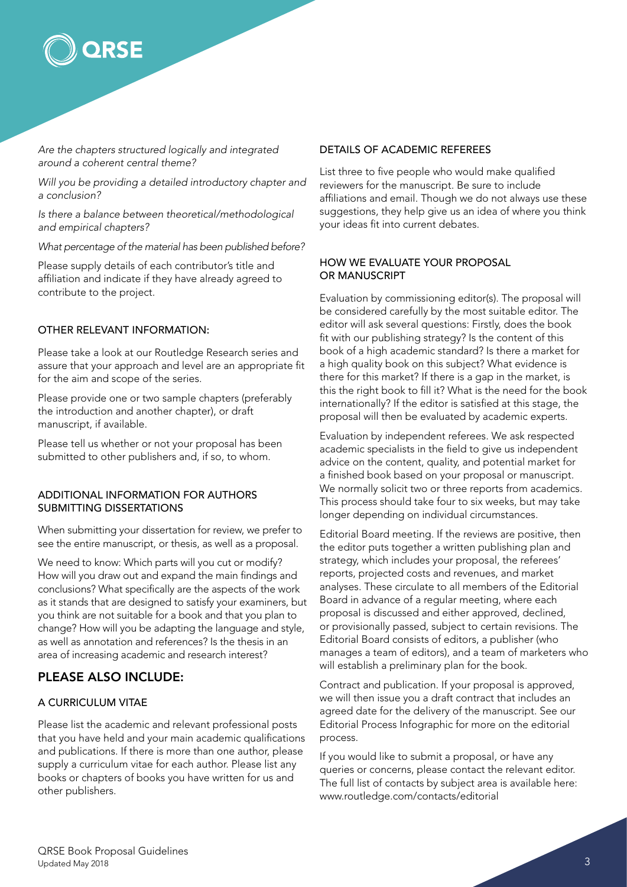*Are the chapters structured logically and integrated around a coherent central theme?*

*Will you be providing a detailed introductory chapter and a conclusion?*

*Is there a balance between theoretical/methodological and empirical chapters?*

*What percentage of the material has been published before?*

Please supply details of each contributor's title and affiliation and indicate if they have already agreed to contribute to the project.

### OTHER RELEVANT INFORMATION:

Please take a look at our Routledge Research series and assure that your approach and level are an appropriate fit for the aim and scope of the series.

Please provide one or two sample chapters (preferably the introduction and another chapter), or draft manuscript, if available.

Please tell us whether or not your proposal has been submitted to other publishers and, if so, to whom.

### ADDITIONAL INFORMATION FOR AUTHORS SUBMITTING DISSERTATIONS

When submitting your dissertation for review, we prefer to see the entire manuscript, or thesis, as well as a proposal.

We need to know: Which parts will you cut or modify? How will you draw out and expand the main findings and conclusions? What specifically are the aspects of the work as it stands that are designed to satisfy your examiners, but you think are not suitable for a book and that you plan to change? How will you be adapting the language and style, as well as annotation and references? Is the thesis in an area of increasing academic and research interest?

## PLEASE ALSO INCLUDE:

### A CURRICULUM VITAE

Please list the academic and relevant professional posts that you have held and your main academic qualifications and publications. If there is more than one author, please supply a curriculum vitae for each author. Please list any books or chapters of books you have written for us and other publishers.

### DETAILS OF ACADEMIC REFEREES

List three to five people who would make qualified reviewers for the manuscript. Be sure to include affiliations and email. Though we do not always use these suggestions, they help give us an idea of where you think your ideas fit into current debates.

### HOW WE EVALUATE YOUR PROPOSAL OR MANUSCRIPT

Evaluation by commissioning editor(s). The proposal will be considered carefully by the most suitable editor. The editor will ask several questions: Firstly, does the book fit with our publishing strategy? Is the content of this book of a high academic standard? Is there a market for a high quality book on this subject? What evidence is there for this market? If there is a gap in the market, is this the right book to fill it? What is the need for the book internationally? If the editor is satisfied at this stage, the proposal will then be evaluated by academic experts.

Evaluation by independent referees. We ask respected academic specialists in the field to give us independent advice on the content, quality, and potential market for a finished book based on your proposal or manuscript. We normally solicit two or three reports from academics. This process should take four to six weeks, but may take longer depending on individual circumstances.

Editorial Board meeting. If the reviews are positive, then the editor puts together a written publishing plan and strategy, which includes your proposal, the referees' reports, projected costs and revenues, and market analyses. These circulate to all members of the Editorial Board in advance of a regular meeting, where each proposal is discussed and either approved, declined, or provisionally passed, subject to certain revisions. The Editorial Board consists of editors, a publisher (who manages a team of editors), and a team of marketers who will establish a preliminary plan for the book.

Contract and publication. If your proposal is approved, we will then issue you a draft contract that includes an agreed date for the delivery of the manuscript. See our Editorial Process Infographic for more on the editorial process.

If you would like to submit a proposal, or have any queries or concerns, please contact the relevant editor. The full list of contacts by subject area is available here: www.routledge.com/contacts/editorial